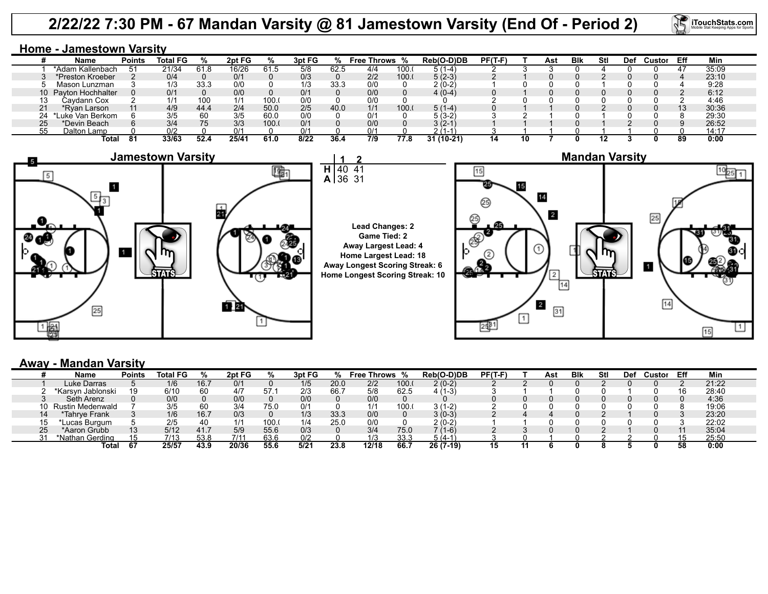# 2/22/22 7:30 PM - 67 Mandan Varsity @ 81 Jamestown Varsity (End Of - Period 2)

## Home - Jamestown Varsity

| # | Name | Points | Total FG | % | 2pt FG | % | 3pt FG | % | Free Throws | % | Reb(O-D)DB | PF(T-F) | T | Ast | Blk | Stl | Def | Custor | Eff | Min |
|---|---|---|---|---|---|---|---|---|---|---|---|---|---|---|---|---|---|---|---|---|
| 1 | *Adam Kallenbach | 51 | 21/34 | 61.8 | 16/26 | 61.5 | 5/8 | 62.5 | 4/4 | 100.( | 5 (1-4) | 2 | 3 | 3 | 0 | 4 | 0 | 0 | 47 | 35:09 |
| 3 | *Preston Kroeber | 2 | 0/4 | 0 | 0/1 | 0 | 0/3 | 0 | 2/2 | 100.( | 5 (2-3) | 2 | 1 | 0 | 0 | 2 | 0 | 0 | 4 | 23:10 |
| 5 | Mason Lunzman | 3 | 1/3 | 33.3 | 0/0 | 0 | 1/3 | 33.3 | 0/0 | 0 | 2 (0-2) | 1 | 0 | 0 | 0 | 1 | 0 | 0 | 4 | 9:28 |
| 10 | Payton Hochhalter | 0 | 0/1 | 0 | 0/0 | 0 | 0/1 | 0 | 0/0 | 0 | 4 (0-4) | 0 | 1 | 0 | 0 | 0 | 0 | 0 | 2 | 6:12 |
| 13 | Caydann Cox | 2 | 1/1 | 100 | 1/1 | 100.( | 0/0 | 0 | 0/0 | 0 | 0 | 2 | 0 | 0 | 0 | 0 | 0 | 0 | 2 | 4:46 |
| 21 | *Ryan Larson | 11 | 4/9 | 44.4 | 2/4 | 50.0 | 2/5 | 40.0 | 1/1 | 100.( | 5 (1-4) | 0 | 1 | 1 | 0 | 2 | 0 | 0 | 13 | 30:36 |
| 24 | *Luke Van Berkom | 6 | 3/5 | 60 | 3/5 | 60.0 | 0/0 | 0 | 0/1 | 0 | 5 (3-2) | 3 | 2 | 1 | 0 | 1 | 0 | 0 | 8 | 29:30 |
| 25 | *Devin Beach | 6 | 3/4 | 75 | 3/3 | 100.( | 0/1 | 0 | 0/0 | 0 | 3 (2-1) | 1 | 1 | 1 | 0 | 1 | 2 | 0 | 9 | 26:52 |
| 55 | Dalton Lamp | 0 | 0/2 | 0 | 0/1 | 0 | 0/1 | 0 | 0/1 | 0 | 2 (1-1) | 3 | 1 | 1 | 0 | 1 | 1 | 0 | 0 | 14:17 |
| | Total | 81 | 33/63 | 52.4 | 25/41 | 61.0 | 8/22 | 36.4 | 7/9 | 77.8 | 31 (10-21) | 14 | 10 | 7 | 0 | 12 | 3 | 0 | 89 | 0:00 |

| | 1 | 2 |
|---|---|---|
| H | 40 | 41 |
| A | 36 | 31 |

Lead Changes: 2
Game Tied: 2
Away Largest Lead: 4
Home Largest Lead: 18
Away Longest Scoring Streak: 6
Home Longest Scoring Streak: 10

## Away - Mandan Varsity

| # | Name | Points | Total FG | % | 2pt FG | % | 3pt FG | % | Free Throws | % | Reb(O-D)DB | PF(T-F) | T | Ast | Blk | Stl | Def | Custor | Eff | Min |
|---|---|---|---|---|---|---|---|---|---|---|---|---|---|---|---|---|---|---|---|---|
| 1 | Luke Darras | 5 | 1/6 | 16.7 | 0/1 | 0 | 1/5 | 20.0 | 2/2 | 100.( | 2 (0-2) | 2 | 2 | 0 | 0 | 2 | 0 | 0 | 2 | 21:22 |
| 2 | *Karsyn Jablonski | 19 | 6/10 | 60 | 4/7 | 57.1 | 2/3 | 66.7 | 5/8 | 62.5 | 4 (1-3) | 3 | 1 | 1 | 0 | 0 | 1 | 0 | 16 | 28:40 |
| 3 | Seth Arenz | 0 | 0/0 | 0 | 0/0 | 0 | 0/0 | 0 | 0/0 | 0 | 0 | 0 | 0 | 0 | 0 | 0 | 0 | 0 | 0 | 4:36 |
| 10 | Rustin Medenwald | 7 | 3/5 | 60 | 3/4 | 75.0 | 0/1 | 0 | 1/1 | 100.( | 3 (1-2) | 2 | 0 | 0 | 0 | 0 | 0 | 0 | 8 | 19:06 |
| 14 | *Tahrye Frank | 3 | 1/6 | 16.7 | 0/3 | 0 | 1/3 | 33.3 | 0/0 | 0 | 3 (0-3) | 2 | 4 | 4 | 0 | 2 | 1 | 0 | 3 | 23:20 |
| 15 | *Lucas Burgum | 5 | 2/5 | 40 | 1/1 | 100.( | 1/4 | 25.0 | 0/0 | 0 | 2 (0-2) | 1 | 1 | 0 | 0 | 0 | 0 | 0 | 3 | 22:02 |
| 25 | *Aaron Grubb | 13 | 5/12 | 41.7 | 5/9 | 55.6 | 0/3 | 0 | 3/4 | 75.0 | 7 (1-6) | 2 | 3 | 0 | 0 | 2 | 1 | 0 | 11 | 35:04 |
| 31 | *Nathan Gerding | 15 | 7/13 | 53.8 | 7/11 | 63.6 | 0/2 | 0 | 1/3 | 33.3 | 5 (4-1) | 3 | 0 | 1 | 0 | 2 | 2 | 0 | 15 | 25:50 |
| | Total | 67 | 25/57 | 43.9 | 20/36 | 55.6 | 5/21 | 23.8 | 12/18 | 66.7 | 26 (7-19) | 15 | 11 | 6 | 0 | 8 | 5 | 0 | 58 | 0:00 |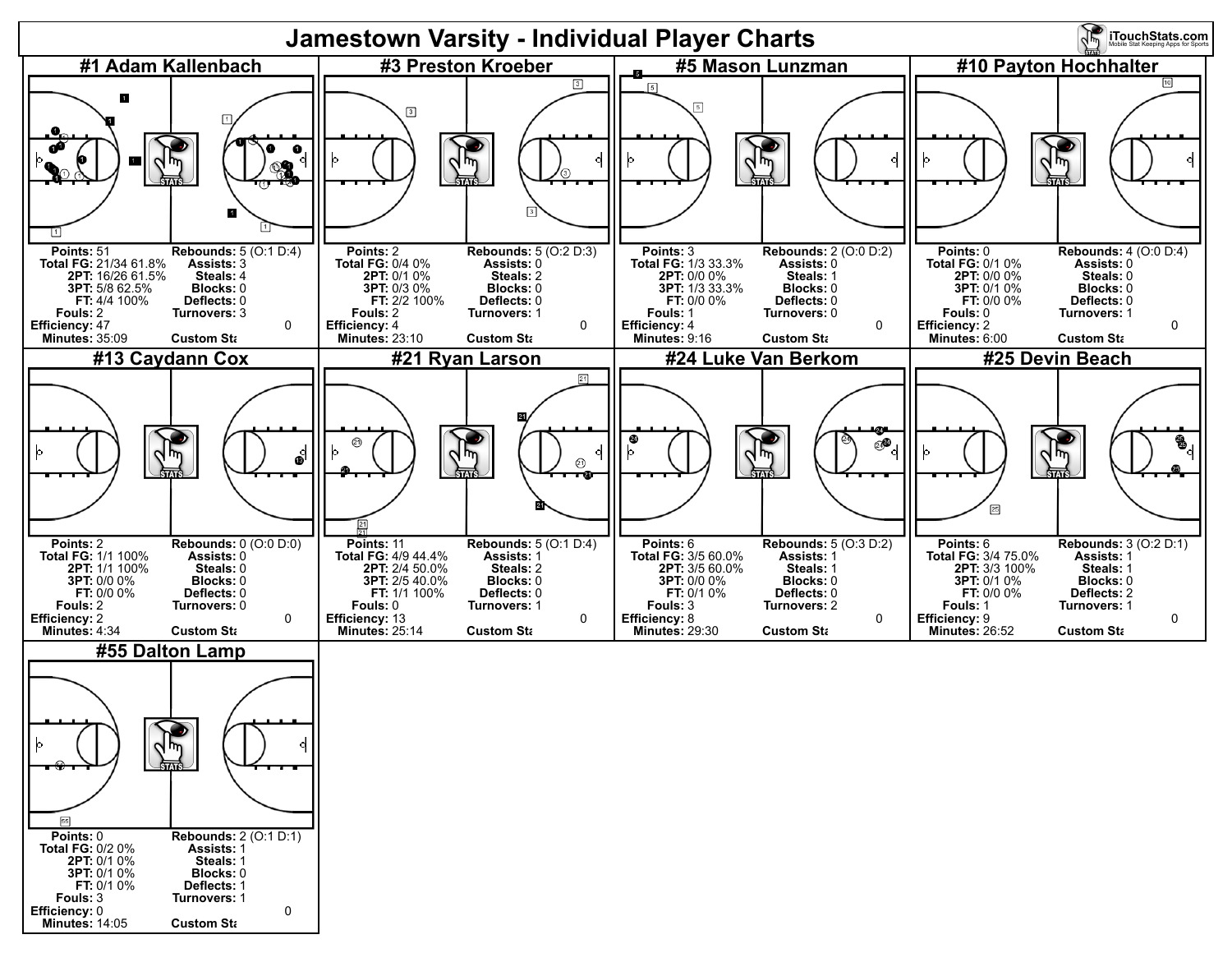# Jamestown Varsity - Individual Player Charts

## #1 Adam Kallenbach

| | | | |
|---|---|---|---|
| **Points:** | 51 | **Rebounds:** | 5 (O:1 D:4) |
| **Total FG:** | 21/34 61.8% | **Assists:** | 3 |
| **2PT:** | 16/26 61.5% | **Steals:** | 4 |
| **3PT:** | 5/8 62.5% | **Blocks:** | 0 |
| **FT:** | 4/4 100% | **Deflects:** | 0 |
| **Fouls:** | 2 | **Turnovers:** | 3 |
| **Efficiency:** | 47 | | 0 |
| **Minutes:** | 35:09 | **Custom Sta** | |

## #3 Preston Kroeber

| | | | |
|---|---|---|---|
| **Points:** | 2 | **Rebounds:** | 5 (O:2 D:3) |
| **Total FG:** | 0/4 0% | **Assists:** | 0 |
| **2PT:** | 0/1 0% | **Steals:** | 2 |
| **3PT:** | 0/3 0% | **Blocks:** | 0 |
| **FT:** | 2/2 100% | **Deflects:** | 0 |
| **Fouls:** | 2 | **Turnovers:** | 1 |
| **Efficiency:** | 4 | | 0 |
| **Minutes:** | 23:10 | **Custom Sta** | |

## #5 Mason Lunzman

| | | | |
|---|---|---|---|
| **Points:** | 3 | **Rebounds:** | 2 (O:0 D:2) |
| **Total FG:** | 1/3 33.3% | **Assists:** | 0 |
| **2PT:** | 0/0 0% | **Steals:** | 1 |
| **3PT:** | 1/3 33.3% | **Blocks:** | 0 |
| **FT:** | 0/0 0% | **Deflects:** | 0 |
| **Fouls:** | 1 | **Turnovers:** | 0 |
| **Efficiency:** | 4 | | 0 |
| **Minutes:** | 9:16 | **Custom Sta** | |

## #10 Payton Hochhalter

| | | | |
|---|---|---|---|
| **Points:** | 0 | **Rebounds:** | 4 (O:0 D:4) |
| **Total FG:** | 0/1 0% | **Assists:** | 0 |
| **2PT:** | 0/0 0% | **Steals:** | 0 |
| **3PT:** | 0/1 0% | **Blocks:** | 0 |
| **FT:** | 0/0 0% | **Deflects:** | 0 |
| **Fouls:** | 0 | **Turnovers:** | 1 |
| **Efficiency:** | 2 | | 0 |
| **Minutes:** | 6:00 | **Custom Sta** | |

## #13 Caydann Cox

| | | | |
|---|---|---|---|
| **Points:** | 2 | **Rebounds:** | 0 (O:0 D:0) |
| **Total FG:** | 1/1 100% | **Assists:** | 0 |
| **2PT:** | 1/1 100% | **Steals:** | 0 |
| **3PT:** | 0/0 0% | **Blocks:** | 0 |
| **FT:** | 0/0 0% | **Deflects:** | 0 |
| **Fouls:** | 2 | **Turnovers:** | 0 |
| **Efficiency:** | 2 | | 0 |
| **Minutes:** | 4:34 | **Custom Sta** | |

## #21 Ryan Larson

| | | | |
|---|---|---|---|
| **Points:** | 11 | **Rebounds:** | 5 (O:1 D:4) |
| **Total FG:** | 4/9 44.4% | **Assists:** | 1 |
| **2PT:** | 2/4 50.0% | **Steals:** | 2 |
| **3PT:** | 2/5 40.0% | **Blocks:** | 0 |
| **FT:** | 1/1 100% | **Deflects:** | 0 |
| **Fouls:** | 0 | **Turnovers:** | 1 |
| **Efficiency:** | 13 | | 0 |
| **Minutes:** | 25:14 | **Custom Sta** | |

## #24 Luke Van Berkom

| | | | |
|---|---|---|---|
| **Points:** | 6 | **Rebounds:** | 5 (O:3 D:2) |
| **Total FG:** | 3/5 60.0% | **Assists:** | 1 |
| **2PT:** | 3/5 60.0% | **Steals:** | 1 |
| **3PT:** | 0/0 0% | **Blocks:** | 0 |
| **FT:** | 0/1 0% | **Deflects:** | 0 |
| **Fouls:** | 3 | **Turnovers:** | 2 |
| **Efficiency:** | 8 | | 0 |
| **Minutes:** | 29:30 | **Custom Sta** | |

## #25 Devin Beach

| | | | |
|---|---|---|---|
| **Points:** | 6 | **Rebounds:** | 3 (O:2 D:1) |
| **Total FG:** | 3/4 75.0% | **Assists:** | 1 |
| **2PT:** | 3/3 100% | **Steals:** | 1 |
| **3PT:** | 0/1 0% | **Blocks:** | 0 |
| **FT:** | 0/0 0% | **Deflects:** | 2 |
| **Fouls:** | 1 | **Turnovers:** | 1 |
| **Efficiency:** | 9 | | 0 |
| **Minutes:** | 26:52 | **Custom Sta** | |

## #55 Dalton Lamp

| | | | |
|---|---|---|---|
| **Points:** | 0 | **Rebounds:** | 2 (O:1 D:1) |
| **Total FG:** | 0/2 0% | **Assists:** | 1 |
| **2PT:** | 0/1 0% | **Steals:** | 1 |
| **3PT:** | 0/1 0% | **Blocks:** | 0 |
| **FT:** | 0/1 0% | **Deflects:** | 1 |
| **Fouls:** | 3 | **Turnovers:** | 1 |
| **Efficiency:** | 0 | | 0 |
| **Minutes:** | 14:05 | **Custom Sta** | |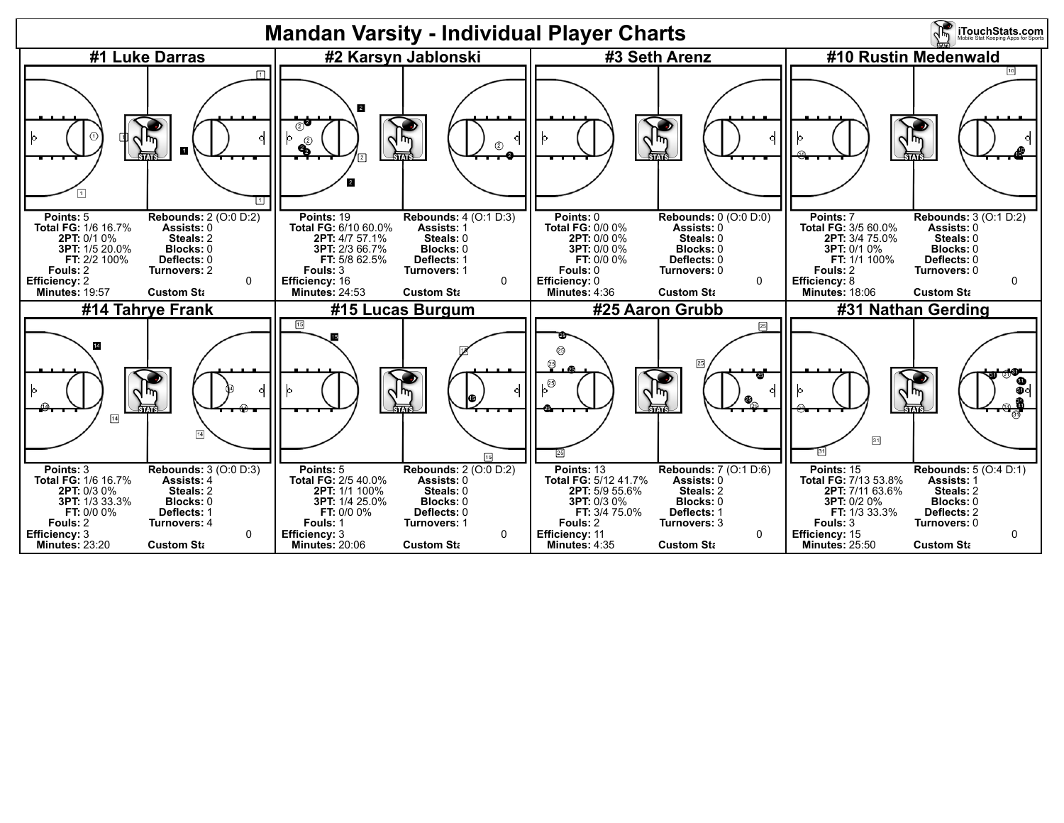# Mandan Varsity - Individual Player Charts

## #1 Luke Darras

| | | | |
|---|---|---|---|
| **Points:** | 5 | **Rebounds:** | 2 (O:0 D:2) |
| **Total FG:** | 1/6 16.7% | **Assists:** | 0 |
| **2PT:** | 0/1 0% | **Steals:** | 2 |
| **3PT:** | 1/5 20.0% | **Blocks:** | 0 |
| **FT:** | 2/2 100% | **Deflects:** | 0 |
| **Fouls:** | 2 | **Turnovers:** | 2 |
| **Efficiency:** | 2 | | 0 |
| **Minutes:** | 19:57 | **Custom Sta** | |

## #2 Karsyn Jablonski

| | | | |
|---|---|---|---|
| **Points:** | 19 | **Rebounds:** | 4 (O:1 D:3) |
| **Total FG:** | 6/10 60.0% | **Assists:** | 1 |
| **2PT:** | 4/7 57.1% | **Steals:** | 0 |
| **3PT:** | 2/3 66.7% | **Blocks:** | 0 |
| **FT:** | 5/8 62.5% | **Deflects:** | 1 |
| **Fouls:** | 3 | **Turnovers:** | 1 |
| **Efficiency:** | 16 | | 0 |
| **Minutes:** | 24:53 | **Custom Sta** | |

## #3 Seth Arenz

| | | | |
|---|---|---|---|
| **Points:** | 0 | **Rebounds:** | 0 (O:0 D:0) |
| **Total FG:** | 0/0 0% | **Assists:** | 0 |
| **2PT:** | 0/0 0% | **Steals:** | 0 |
| **3PT:** | 0/0 0% | **Blocks:** | 0 |
| **FT:** | 0/0 0% | **Deflects:** | 0 |
| **Fouls:** | 0 | **Turnovers:** | 0 |
| **Efficiency:** | 0 | | 0 |
| **Minutes:** | 4:36 | **Custom Sta** | |

## #10 Rustin Medenwald

| | | | |
|---|---|---|---|
| **Points:** | 7 | **Rebounds:** | 3 (O:1 D:2) |
| **Total FG:** | 3/5 60.0% | **Assists:** | 0 |
| **2PT:** | 3/4 75.0% | **Steals:** | 0 |
| **3PT:** | 0/1 0% | **Blocks:** | 0 |
| **FT:** | 1/1 100% | **Deflects:** | 0 |
| **Fouls:** | 2 | **Turnovers:** | 0 |
| **Efficiency:** | 8 | | 0 |
| **Minutes:** | 18:06 | **Custom Sta** | |

## #14 Tahrye Frank

| | | | |
|---|---|---|---|
| **Points:** | 3 | **Rebounds:** | 3 (O:0 D:3) |
| **Total FG:** | 1/6 16.7% | **Assists:** | 4 |
| **2PT:** | 0/3 0% | **Steals:** | 2 |
| **3PT:** | 1/3 33.3% | **Blocks:** | 0 |
| **FT:** | 0/0 0% | **Deflects:** | 1 |
| **Fouls:** | 2 | **Turnovers:** | 4 |
| **Efficiency:** | 3 | | 0 |
| **Minutes:** | 23:20 | **Custom Sta** | |

## #15 Lucas Burgum

| | | | |
|---|---|---|---|
| **Points:** | 5 | **Rebounds:** | 2 (O:0 D:2) |
| **Total FG:** | 2/5 40.0% | **Assists:** | 0 |
| **2PT:** | 1/1 100% | **Steals:** | 0 |
| **3PT:** | 1/4 25.0% | **Blocks:** | 0 |
| **FT:** | 0/0 0% | **Deflects:** | 0 |
| **Fouls:** | 1 | **Turnovers:** | 1 |
| **Efficiency:** | 3 | | 0 |
| **Minutes:** | 20:06 | **Custom Sta** | |

## #25 Aaron Grubb

| | | | |
|---|---|---|---|
| **Points:** | 13 | **Rebounds:** | 7 (O:1 D:6) |
| **Total FG:** | 5/12 41.7% | **Assists:** | 0 |
| **2PT:** | 5/9 55.6% | **Steals:** | 2 |
| **3PT:** | 0/3 0% | **Blocks:** | 0 |
| **FT:** | 3/4 75.0% | **Deflects:** | 1 |
| **Fouls:** | 2 | **Turnovers:** | 3 |
| **Efficiency:** | 11 | | 0 |
| **Minutes:** | 4:35 | **Custom Sta** | |

## #31 Nathan Gerding

| | | | |
|---|---|---|---|
| **Points:** | 15 | **Rebounds:** | 5 (O:4 D:1) |
| **Total FG:** | 7/13 53.8% | **Assists:** | 1 |
| **2PT:** | 7/11 63.6% | **Steals:** | 2 |
| **3PT:** | 0/2 0% | **Blocks:** | 0 |
| **FT:** | 1/3 33.3% | **Deflects:** | 2 |
| **Fouls:** | 3 | **Turnovers:** | 0 |
| **Efficiency:** | 15 | | 0 |
| **Minutes:** | 25:50 | **Custom Sta** | |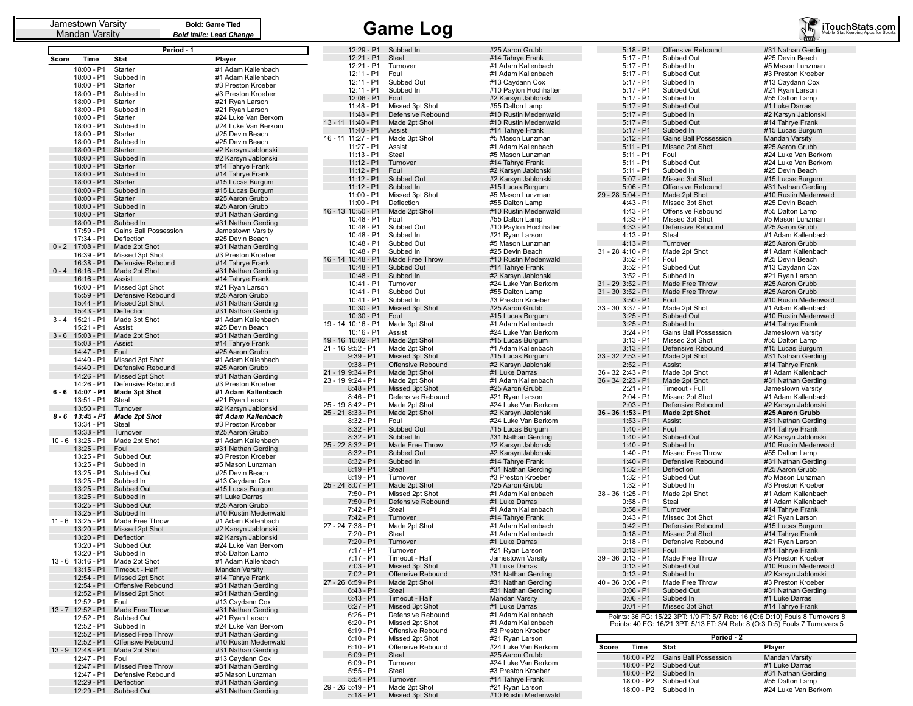| Jamestown Varsity | **Bold: Game Tied** |
|---|---|
| Mandan Varsity | ***Bold Italic: Lead Change*** |

# Game Log

iTouchStats.com
Mobile Stat Keeping Apps for Sports

## Period - 1

| Score | Time | Stat | Player |
|---|---|---|---|
| | 18:00 - P1 | Starter | #1 Adam Kallenbach |
| | 18:00 - P1 | Subbed In | #1 Adam Kallenbach |
| | 18:00 - P1 | Starter | #3 Preston Kroeber |
| | 18:00 - P1 | Subbed In | #3 Preston Kroeber |
| | 18:00 - P1 | Starter | #21 Ryan Larson |
| | 18:00 - P1 | Subbed In | #21 Ryan Larson |
| | 18:00 - P1 | Starter | #24 Luke Van Berkom |
| | 18:00 - P1 | Subbed In | #24 Luke Van Berkom |
| | 18:00 - P1 | Starter | #25 Devin Beach |
| | 18:00 - P1 | Subbed In | #25 Devin Beach |
| | 18:00 - P1 | Starter | #2 Karsyn Jablonski |
| | 18:00 - P1 | Subbed In | #2 Karsyn Jablonski |
| | 18:00 - P1 | Starter | #14 Tahrye Frank |
| | 18:00 - P1 | Subbed In | #14 Tahrye Frank |
| | 18:00 - P1 | Starter | #15 Lucas Burgum |
| | 18:00 - P1 | Subbed In | #15 Lucas Burgum |
| | 18:00 - P1 | Starter | #25 Aaron Grubb |
| | 18:00 - P1 | Subbed In | #25 Aaron Grubb |
| | 18:00 - P1 | Starter | #31 Nathan Gerding |
| | 18:00 - P1 | Subbed In | #31 Nathan Gerding |
| | 17:59 - P1 | Gains Ball Possession | Jamestown Varsity |
| | 17:34 - P1 | Deflection | #25 Devin Beach |
| 0 - 2 | 17:08 - P1 | Made 2pt Shot | #31 Nathan Gerding |
| | 16:39 - P1 | Missed 3pt Shot | #3 Preston Kroeber |
| | 16:38 - P1 | Defensive Rebound | #14 Tahrye Frank |
| 0 - 4 | 16:16 - P1 | Made 2pt Shot | #31 Nathan Gerding |
| | 16:16 - P1 | Assist | #14 Tahrye Frank |
| | 16:00 - P1 | Missed 3pt Shot | #21 Ryan Larson |
| | 15:59 - P1 | Defensive Rebound | #25 Aaron Grubb |
| | 15:44 - P1 | Missed 2pt Shot | #31 Nathan Gerding |
| | 15:43 - P1 | Deflection | #31 Nathan Gerding |
| 3 - 4 | 15:21 - P1 | Made 3pt Shot | #1 Adam Kallenbach |
| | 15:21 - P1 | Assist | #25 Devin Beach |
| 3 - 6 | 15:03 - P1 | Made 2pt Shot | #31 Nathan Gerding |
| | 15:03 - P1 | Assist | #14 Tahrye Frank |
| | 14:47 - P1 | Foul | #25 Aaron Grubb |
| | 14:40 - P1 | Missed 3pt Shot | #1 Adam Kallenbach |
| | 14:40 - P1 | Defensive Rebound | #25 Aaron Grubb |
| | 14:26 - P1 | Missed 2pt Shot | #31 Nathan Gerding |
| | 14:26 - P1 | Defensive Rebound | #3 Preston Kroeber |
| **6 - 6** | **14:07 - P1** | **Made 3pt Shot** | **#1 Adam Kallenbach** |
| | 13:51 - P1 | Steal | #21 Ryan Larson |
| | 13:50 - P1 | Turnover | #2 Karsyn Jablonski |
| ***8 - 6*** | ***13:45 - P1*** | ***Made 2pt Shot*** | ***#1 Adam Kallenbach*** |
| | 13:34 - P1 | Steal | #3 Preston Kroeber |
| | 13:33 - P1 | Turnover | #25 Aaron Grubb |
| 10 - 6 | 13:25 - P1 | Made 2pt Shot | #1 Adam Kallenbach |
| | 13:25 - P1 | Foul | #31 Nathan Gerding |
| | 13:25 - P1 | Subbed Out | #3 Preston Kroeber |
| | 13:25 - P1 | Subbed In | #5 Mason Lunzman |
| | 13:25 - P1 | Subbed Out | #25 Devin Beach |
| | 13:25 - P1 | Subbed In | #13 Caydann Cox |
| | 13:25 - P1 | Subbed Out | #15 Lucas Burgum |
| | 13:25 - P1 | Subbed In | #1 Luke Darras |
| | 13:25 - P1 | Subbed Out | #25 Aaron Grubb |
| | 13:25 - P1 | Subbed In | #10 Rustin Medenwald |
| 11 - 6 | 13:25 - P1 | Made Free Throw | #1 Adam Kallenbach |
| | 13:20 - P1 | Missed 2pt Shot | #2 Karsyn Jablonski |
| | 13:20 - P1 | Deflection | #2 Karsyn Jablonski |
| | 13:20 - P1 | Subbed Out | #24 Luke Van Berkom |
| | 13:20 - P1 | Subbed In | #55 Dalton Lamp |
| 13 - 6 | 13:16 - P1 | Made 2pt Shot | #1 Adam Kallenbach |
| | 13:15 - P1 | Timeout - Half | Mandan Varsity |
| | 12:54 - P1 | Missed 2pt Shot | #14 Tahrye Frank |
| | 12:54 - P1 | Offensive Rebound | #31 Nathan Gerding |
| | 12:52 - P1 | Missed 2pt Shot | #31 Nathan Gerding |
| | 12:52 - P1 | Foul | #13 Caydann Cox |
| 13 - 7 | 12:52 - P1 | Made Free Throw | #31 Nathan Gerding |
| | 12:52 - P1 | Subbed Out | #21 Ryan Larson |
| | 12:52 - P1 | Subbed In | #24 Luke Van Berkom |
| | 12:52 - P1 | Missed Free Throw | #31 Nathan Gerding |
| | 12:52 - P1 | Offensive Rebound | #10 Rustin Medenwald |
| 13 - 9 | 12:48 - P1 | Made 2pt Shot | #31 Nathan Gerding |
| | 12:47 - P1 | Foul | #13 Caydann Cox |
| | 12:47 - P1 | Missed Free Throw | #31 Nathan Gerding |
| | 12:47 - P1 | Defensive Rebound | #5 Mason Lunzman |
| | 12:29 - P1 | Deflection | #31 Nathan Gerding |
| | 12:29 - P1 | Subbed Out | #31 Nathan Gerding |
| | 12:29 - P1 | Subbed In | #25 Aaron Grubb |
| | 12:21 - P1 | Steal | #14 Tahrye Frank |
| | 12:21 - P1 | Turnover | #1 Adam Kallenbach |
| | 12:11 - P1 | Foul | #1 Adam Kallenbach |
| | 12:11 - P1 | Subbed Out | #13 Caydann Cox |
| | 12:11 - P1 | Subbed In | #10 Payton Hochhalter |
| | 12:06 - P1 | Foul | #2 Karsyn Jablonski |
| | 11:48 - P1 | Missed 3pt Shot | #55 Dalton Lamp |
| | 11:48 - P1 | Defensive Rebound | #10 Rustin Medenwald |
| 13 - 11 | 11:40 - P1 | Made 2pt Shot | #10 Rustin Medenwald |
| | 11:40 - P1 | Assist | #14 Tahrye Frank |
| 16 - 11 | 11:27 - P1 | Made 3pt Shot | #5 Mason Lunzman |
| | 11:27 - P1 | Assist | #1 Adam Kallenbach |
| | 11:13 - P1 | Steal | #5 Mason Lunzman |
| | 11:12 - P1 | Turnover | #14 Tahrye Frank |
| | 11:12 - P1 | Foul | #2 Karsyn Jablonski |
| | 11:12 - P1 | Subbed Out | #2 Karsyn Jablonski |
| | 11:12 - P1 | Subbed In | #15 Lucas Burgum |
| | 11:00 - P1 | Missed 3pt Shot | #5 Mason Lunzman |
| | 11:00 - P1 | Deflection | #55 Dalton Lamp |
| 16 - 13 | 10:50 - P1 | Made 2pt Shot | #10 Rustin Medenwald |
| | 10:48 - P1 | Foul | #55 Dalton Lamp |
| | 10:48 - P1 | Subbed Out | #10 Payton Hochhalter |
| | 10:48 - P1 | Subbed In | #21 Ryan Larson |
| | 10:48 - P1 | Subbed Out | #5 Mason Lunzman |
| | 10:48 - P1 | Subbed In | #25 Devin Beach |
| 16 - 14 | 10:48 - P1 | Made Free Throw | #10 Rustin Medenwald |
| | 10:48 - P1 | Subbed Out | #14 Tahrye Frank |
| | 10:48 - P1 | Subbed In | #2 Karsyn Jablonski |
| | 10:41 - P1 | Turnover | #24 Luke Van Berkom |
| | 10:41 - P1 | Subbed Out | #55 Dalton Lamp |
| | 10:41 - P1 | Subbed In | #3 Preston Kroeber |
| | 10:30 - P1 | Missed 3pt Shot | #25 Aaron Grubb |
| | 10:30 - P1 | Foul | #15 Lucas Burgum |
| 19 - 14 | 10:16 - P1 | Made 3pt Shot | #1 Adam Kallenbach |
| | 10:16 - P1 | Assist | #24 Luke Van Berkom |
| 19 - 16 | 10:02 - P1 | Made 2pt Shot | #15 Lucas Burgum |
| 21 - 16 | 9:52 - P1 | Made 2pt Shot | #1 Adam Kallenbach |
| | 9:39 - P1 | Missed 3pt Shot | #15 Lucas Burgum |
| | 9:38 - P1 | Offensive Rebound | #2 Karsyn Jablonski |
| 21 - 19 | 9:34 - P1 | Made 3pt Shot | #1 Luke Darras |
| 23 - 19 | 9:24 - P1 | Made 2pt Shot | #1 Adam Kallenbach |
| | 8:48 - P1 | Missed 3pt Shot | #25 Aaron Grubb |
| | 8:46 - P1 | Defensive Rebound | #21 Ryan Larson |
| 25 - 19 | 8:42 - P1 | Made 2pt Shot | #24 Luke Van Berkom |
| 25 - 21 | 8:33 - P1 | Made 2pt Shot | #2 Karsyn Jablonski |
| | 8:32 - P1 | Foul | #24 Luke Van Berkom |
| | 8:32 - P1 | Subbed Out | #15 Lucas Burgum |
| | 8:32 - P1 | Subbed In | #31 Nathan Gerding |
| 25 - 22 | 8:32 - P1 | Made Free Throw | #2 Karsyn Jablonski |
| | 8:32 - P1 | Subbed Out | #2 Karsyn Jablonski |
| | 8:32 - P1 | Subbed In | #14 Tahrye Frank |
| | 8:19 - P1 | Steal | #31 Nathan Gerding |
| | 8:19 - P1 | Turnover | #3 Preston Kroeber |
| 25 - 24 | 8:07 - P1 | Made 2pt Shot | #25 Aaron Grubb |
| | 7:50 - P1 | Missed 2pt Shot | #1 Adam Kallenbach |
| | 7:50 - P1 | Defensive Rebound | #1 Luke Darras |
| | 7:42 - P1 | Steal | #1 Adam Kallenbach |
| | 7:42 - P1 | Turnover | #14 Tahrye Frank |
| 27 - 24 | 7:38 - P1 | Made 2pt Shot | #1 Adam Kallenbach |
| | 7:20 - P1 | Steal | #1 Adam Kallenbach |
| | 7:20 - P1 | Turnover | #1 Luke Darras |
| | 7:17 - P1 | Turnover | #21 Ryan Larson |
| | 7:17 - P1 | Timeout - Half | Jamestown Varsity |
| | 7:03 - P1 | Missed 3pt Shot | #1 Luke Darras |
| | 7:02 - P1 | Offensive Rebound | #31 Nathan Gerding |
| 27 - 26 | 6:59 - P1 | Made 2pt Shot | #31 Nathan Gerding |
| | 6:43 - P1 | Steal | #31 Nathan Gerding |
| | 6:43 - P1 | Timeout - Half | Mandan Varsity |
| | 6:27 - P1 | Missed 3pt Shot | #1 Luke Darras |
| | 6:26 - P1 | Defensive Rebound | #1 Adam Kallenbach |
| | 6:20 - P1 | Missed 2pt Shot | #1 Adam Kallenbach |
| | 6:19 - P1 | Offensive Rebound | #3 Preston Kroeber |
| | 6:10 - P1 | Missed 2pt Shot | #21 Ryan Larson |
| | 6:10 - P1 | Offensive Rebound | #24 Luke Van Berkom |
| | 6:09 - P1 | Steal | #25 Aaron Grubb |
| | 6:09 - P1 | Turnover | #24 Luke Van Berkom |
| | 5:55 - P1 | Steal | #3 Preston Kroeber |
| | 5:54 - P1 | Turnover | #14 Tahrye Frank |
| 29 - 26 | 5:49 - P1 | Made 2pt Shot | #21 Ryan Larson |
| | 5:18 - P1 | Missed 3pt Shot | #10 Rustin Medenwald |
| | 5:18 - P1 | Offensive Rebound | #31 Nathan Gerding |
| | 5:17 - P1 | Subbed Out | #25 Devin Beach |
| | 5:17 - P1 | Subbed In | #5 Mason Lunzman |
| | 5:17 - P1 | Subbed Out | #3 Preston Kroeber |
| | 5:17 - P1 | Subbed In | #13 Caydann Cox |
| | 5:17 - P1 | Subbed Out | #21 Ryan Larson |
| | 5:17 - P1 | Subbed In | #55 Dalton Lamp |
| | 5:17 - P1 | Subbed Out | #1 Luke Darras |
| | 5:17 - P1 | Subbed In | #2 Karsyn Jablonski |
| | 5:17 - P1 | Subbed Out | #14 Tahrye Frank |
| | 5:17 - P1 | Subbed In | #15 Lucas Burgum |
| | 5:12 - P1 | Gains Ball Possession | Mandan Varsity |
| | 5:11 - P1 | Missed 2pt Shot | #25 Aaron Grubb |
| | 5:11 - P1 | Foul | #24 Luke Van Berkom |
| | 5:11 - P1 | Subbed Out | #24 Luke Van Berkom |
| | 5:11 - P1 | Subbed In | #25 Devin Beach |
| | 5:07 - P1 | Missed 3pt Shot | #15 Lucas Burgum |
| | 5:06 - P1 | Offensive Rebound | #31 Nathan Gerding |
| 29 - 28 | 5:04 - P1 | Made 2pt Shot | #10 Rustin Medenwald |
| | 4:43 - P1 | Missed 3pt Shot | #25 Devin Beach |
| | 4:43 - P1 | Offensive Rebound | #55 Dalton Lamp |
| | 4:33 - P1 | Missed 3pt Shot | #5 Mason Lunzman |
| | 4:33 - P1 | Defensive Rebound | #25 Aaron Grubb |
| | 4:13 - P1 | Steal | #1 Adam Kallenbach |
| | 4:13 - P1 | Turnover | #25 Aaron Grubb |
| 31 - 28 | 4:10 - P1 | Made 2pt Shot | #1 Adam Kallenbach |
| | 3:52 - P1 | Foul | #25 Devin Beach |
| | 3:52 - P1 | Subbed Out | #13 Caydann Cox |
| | 3:52 - P1 | Subbed In | #21 Ryan Larson |
| 31 - 29 | 3:52 - P1 | Made Free Throw | #25 Aaron Grubb |
| 31 - 30 | 3:52 - P1 | Made Free Throw | #25 Aaron Grubb |
| | 3:50 - P1 | Foul | #10 Rustin Medenwald |
| 33 - 30 | 3:37 - P1 | Made 2pt Shot | #1 Adam Kallenbach |
| | 3:25 - P1 | Subbed Out | #10 Rustin Medenwald |
| | 3:25 - P1 | Subbed In | #14 Tahrye Frank |
| | 3:24 - P1 | Gains Ball Possession | Jamestown Varsity |
| | 3:13 - P1 | Missed 2pt Shot | #55 Dalton Lamp |
| | 3:13 - P1 | Defensive Rebound | #15 Lucas Burgum |
| 33 - 32 | 2:53 - P1 | Made 2pt Shot | #31 Nathan Gerding |
| | 2:52 - P1 | Assist | #14 Tahrye Frank |
| 36 - 32 | 2:43 - P1 | Made 3pt Shot | #1 Adam Kallenbach |
| 36 - 34 | 2:23 - P1 | Made 2pt Shot | #31 Nathan Gerding |
| | 2:21 - P1 | Timeout - Full | Jamestown Varsity |
| | 2:04 - P1 | Missed 2pt Shot | #1 Adam Kallenbach |
| | 2:03 - P1 | Defensive Rebound | #2 Karsyn Jablonski |
| **36 - 36** | **1:53 - P1** | **Made 2pt Shot** | **#25 Aaron Grubb** |
| | 1:53 - P1 | Assist | #31 Nathan Gerding |
| | 1:40 - P1 | Foul | #14 Tahrye Frank |
| | 1:40 - P1 | Subbed Out | #2 Karsyn Jablonski |
| | 1:40 - P1 | Subbed In | #10 Rustin Medenwald |
| | 1:40 - P1 | Missed Free Throw | #55 Dalton Lamp |
| | 1:40 - P1 | Defensive Rebound | #31 Nathan Gerding |
| | 1:32 - P1 | Deflection | #25 Aaron Grubb |
| | 1:32 - P1 | Subbed Out | #5 Mason Lunzman |
| | 1:32 - P1 | Subbed In | #3 Preston Kroeber |
| 38 - 36 | 1:25 - P1 | Made 2pt Shot | #1 Adam Kallenbach |
| | 0:58 - P1 | Steal | #1 Adam Kallenbach |
| | 0:58 - P1 | Turnover | #14 Tahrye Frank |
| | 0:43 - P1 | Missed 3pt Shot | #21 Ryan Larson |
| | 0:42 - P1 | Defensive Rebound | #15 Lucas Burgum |
| | 0:18 - P1 | Missed 2pt Shot | #14 Tahrye Frank |
| | 0:18 - P1 | Defensive Rebound | #21 Ryan Larson |
| | 0:13 - P1 | Foul | #14 Tahrye Frank |
| 39 - 36 | 0:13 - P1 | Made Free Throw | #3 Preston Kroeber |
| | 0:13 - P1 | Subbed Out | #10 Rustin Medenwald |
| | 0:13 - P1 | Subbed In | #2 Karsyn Jablonski |
| 40 - 36 | 0:06 - P1 | Made Free Throw | #3 Preston Kroeber |
| | 0:06 - P1 | Subbed Out | #31 Nathan Gerding |
| | 0:06 - P1 | Subbed In | #1 Luke Darras |
| | 0:01 - P1 | Missed 3pt Shot | #14 Tahrye Frank |

Points: 36 FG: 15/22 3PT: 1/9 FT: 5/7 Reb: 16 (O:6 D:10) Fouls 8 Turnovers 8
Points: 40 FG: 16/21 3PT: 5/13 FT: 3/4 Reb: 8 (O:3 D:5) Fouls 7 Turnovers 5

## Period - 2

| Score | Time | Stat | Player |
|---|---|---|---|
| | 18:00 - P2 | Gains Ball Possession | Mandan Varsity |
| | 18:00 - P2 | Subbed Out | #1 Luke Darras |
| | 18:00 - P2 | Subbed In | #31 Nathan Gerding |
| | 18:00 - P2 | Subbed Out | #55 Dalton Lamp |
| | 18:00 - P2 | Subbed In | #24 Luke Van Berkom |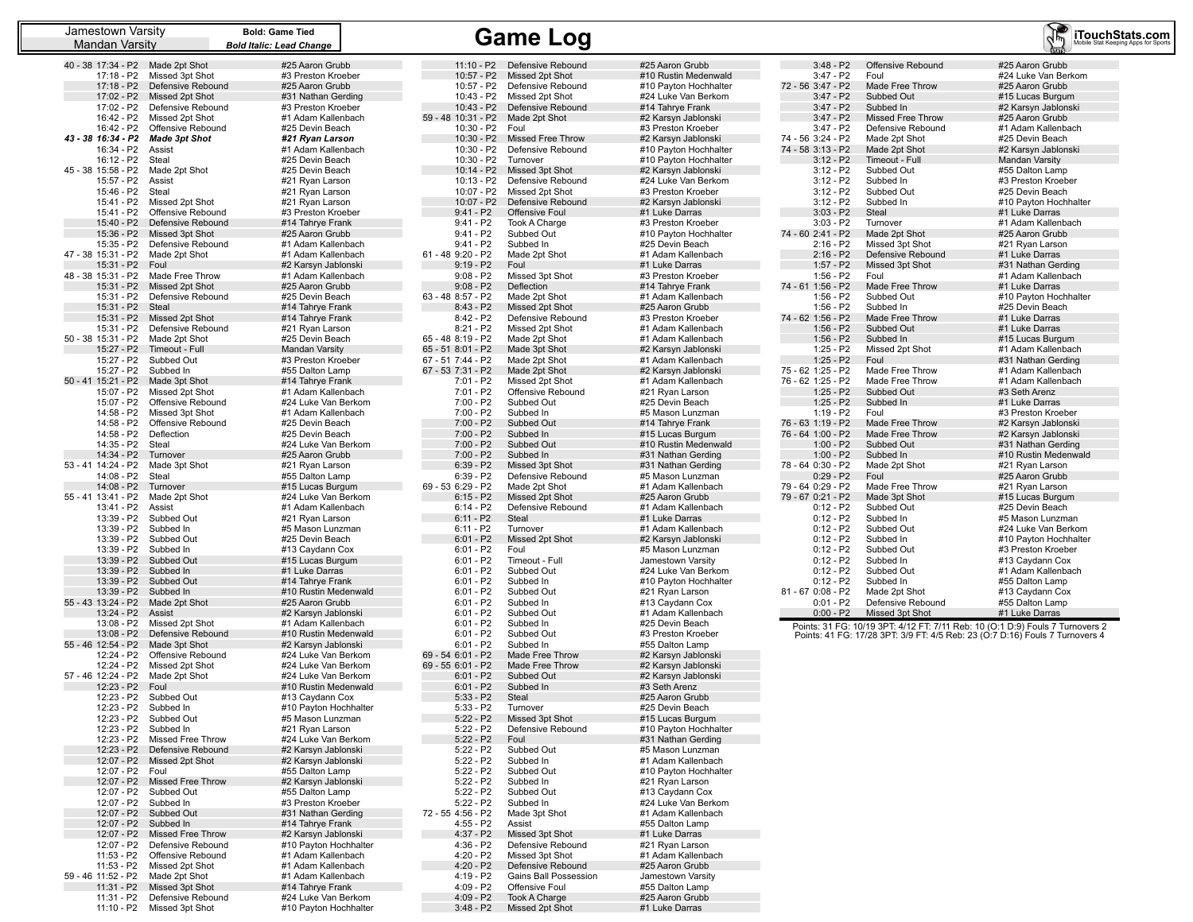| Jamestown Varsity | Bold: Game Tied |
| --- | --- |
| Mandan Varsity | ***Bold Italic: Lead Change*** |

# Game Log

iTouchStats.com
Mobile Stat Keeping Apps for Sports

| Score | Time | Action | Player |
| --- | --- | --- | --- |
| 40 - 38 | 17:34 - P2 | Made 2pt Shot | #25 Aaron Grubb |
| | 17:18 - P2 | Missed 3pt Shot | #3 Preston Kroeber |
| | 17:18 - P2 | Defensive Rebound | #25 Aaron Grubb |
| | 17:02 - P2 | Missed 2pt Shot | #31 Nathan Gerding |
| | 17:02 - P2 | Defensive Rebound | #3 Preston Kroeber |
| | 16:42 - P2 | Missed 2pt Shot | #1 Adam Kallenbach |
| | 16:42 - P2 | Offensive Rebound | #25 Devin Beach |
| ***43 - 38*** | ***16:34 - P2*** | ***Made 3pt Shot*** | ***#21 Ryan Larson*** |
| | 16:34 - P2 | Assist | #1 Adam Kallenbach |
| | 16:12 - P2 | Steal | #25 Devin Beach |
| 45 - 38 | 15:58 - P2 | Made 2pt Shot | #25 Devin Beach |
| | 15:57 - P2 | Assist | #21 Ryan Larson |
| | 15:46 - P2 | Steal | #21 Ryan Larson |
| | 15:41 - P2 | Missed 2pt Shot | #21 Ryan Larson |
| | 15:41 - P2 | Offensive Rebound | #3 Preston Kroeber |
| | 15:40 - P2 | Defensive Rebound | #14 Tahrye Frank |
| | 15:36 - P2 | Missed 3pt Shot | #25 Aaron Grubb |
| | 15:35 - P2 | Defensive Rebound | #1 Adam Kallenbach |
| 47 - 38 | 15:31 - P2 | Made 2pt Shot | #1 Adam Kallenbach |
| | 15:31 - P2 | Foul | #2 Karsyn Jablonski |
| 48 - 38 | 15:31 - P2 | Made Free Throw | #1 Adam Kallenbach |
| | 15:31 - P2 | Missed 2pt Shot | #25 Aaron Grubb |
| | 15:31 - P2 | Defensive Rebound | #25 Devin Beach |
| | 15:31 - P2 | Steal | #14 Tahrye Frank |
| | 15:31 - P2 | Missed 2pt Shot | #14 Tahrye Frank |
| | 15:31 - P2 | Defensive Rebound | #21 Ryan Larson |
| 50 - 38 | 15:31 - P2 | Made 2pt Shot | #25 Devin Beach |
| | 15:27 - P2 | Timeout - Full | Mandan Varsity |
| | 15:27 - P2 | Subbed Out | #3 Preston Kroeber |
| | 15:27 - P2 | Subbed In | #55 Dalton Lamp |
| 50 - 41 | 15:21 - P2 | Made 3pt Shot | #14 Tahrye Frank |
| | 15:07 - P2 | Missed 2pt Shot | #1 Adam Kallenbach |
| | 15:07 - P2 | Offensive Rebound | #24 Luke Van Berkom |
| | 14:58 - P2 | Missed 3pt Shot | #1 Adam Kallenbach |
| | 14:58 - P2 | Offensive Rebound | #25 Devin Beach |
| | 14:58 - P2 | Deflection | #25 Devin Beach |
| | 14:35 - P2 | Steal | #24 Luke Van Berkom |
| | 14:34 - P2 | Turnover | #25 Aaron Grubb |
| 53 - 41 | 14:24 - P2 | Made 3pt Shot | #21 Ryan Larson |
| | 14:08 - P2 | Steal | #55 Dalton Lamp |
| | 14:08 - P2 | Turnover | #15 Lucas Burgum |
| 55 - 41 | 13:41 - P2 | Made 2pt Shot | #24 Luke Van Berkom |
| | 13:41 - P2 | Assist | #1 Adam Kallenbach |
| | 13:39 - P2 | Subbed Out | #21 Ryan Larson |
| | 13:39 - P2 | Subbed In | #5 Mason Lunzman |
| | 13:39 - P2 | Subbed Out | #25 Devin Beach |
| | 13:39 - P2 | Subbed In | #13 Caydann Cox |
| | 13:39 - P2 | Subbed Out | #15 Lucas Burgum |
| | 13:39 - P2 | Subbed In | #1 Luke Darras |
| | 13:39 - P2 | Subbed Out | #14 Tahrye Frank |
| | 13:39 - P2 | Subbed In | #10 Rustin Medenwald |
| 55 - 43 | 13:24 - P2 | Made 2pt Shot | #25 Aaron Grubb |
| | 13:24 - P2 | Assist | #2 Karsyn Jablonski |
| | 13:08 - P2 | Missed 2pt Shot | #1 Adam Kallenbach |
| | 13:08 - P2 | Defensive Rebound | #10 Rustin Medenwald |
| 55 - 46 | 12:54 - P2 | Made 3pt Shot | #2 Karsyn Jablonski |
| | 12:24 - P2 | Offensive Rebound | #24 Luke Van Berkom |
| | 12:24 - P2 | Missed 2pt Shot | #24 Luke Van Berkom |
| 57 - 46 | 12:24 - P2 | Made 2pt Shot | #24 Luke Van Berkom |
| | 12:23 - P2 | Foul | #10 Rustin Medenwald |
| | 12:23 - P2 | Subbed Out | #13 Caydann Cox |
| | 12:23 - P2 | Subbed In | #10 Payton Hochhalter |
| | 12:23 - P2 | Subbed Out | #5 Mason Lunzman |
| | 12:23 - P2 | Subbed In | #21 Ryan Larson |
| | 12:23 - P2 | Missed Free Throw | #24 Luke Van Berkom |
| | 12:23 - P2 | Defensive Rebound | #2 Karsyn Jablonski |
| | 12:07 - P2 | Missed 2pt Shot | #2 Karsyn Jablonski |
| | 12:07 - P2 | Foul | #55 Dalton Lamp |
| | 12:07 - P2 | Missed Free Throw | #2 Karsyn Jablonski |
| | 12:07 - P2 | Subbed Out | #55 Dalton Lamp |
| | 12:07 - P2 | Subbed In | #3 Preston Kroeber |
| | 12:07 - P2 | Subbed Out | #31 Nathan Gerding |
| | 12:07 - P2 | Subbed In | #14 Tahrye Frank |
| | 12:07 - P2 | Missed Free Throw | #2 Karsyn Jablonski |
| | 12:07 - P2 | Defensive Rebound | #10 Payton Hochhalter |
| | 11:53 - P2 | Offensive Rebound | #1 Adam Kallenbach |
| | 11:53 - P2 | Missed 2pt Shot | #1 Adam Kallenbach |
| 59 - 46 | 11:52 - P2 | Made 2pt Shot | #1 Adam Kallenbach |
| | 11:31 - P2 | Missed 3pt Shot | #14 Tahrye Frank |
| | 11:31 - P2 | Defensive Rebound | #24 Luke Van Berkom |
| | 11:10 - P2 | Missed 3pt Shot | #10 Payton Hochhalter |
| | 11:10 - P2 | Defensive Rebound | #25 Aaron Grubb |
| | 10:57 - P2 | Missed 2pt Shot | #10 Rustin Medenwald |
| | 10:57 - P2 | Defensive Rebound | #10 Payton Hochhalter |
| | 10:43 - P2 | Missed 2pt Shot | #24 Luke Van Berkom |
| | 10:43 - P2 | Defensive Rebound | #14 Tahrye Frank |
| 59 - 48 | 10:31 - P2 | Made 2pt Shot | #2 Karsyn Jablonski |
| | 10:30 - P2 | Foul | #3 Preston Kroeber |
| | 10:30 - P2 | Missed Free Throw | #2 Karsyn Jablonski |
| | 10:30 - P2 | Defensive Rebound | #10 Payton Hochhalter |
| | 10:30 - P2 | Turnover | #10 Payton Hochhalter |
| | 10:14 - P2 | Missed 3pt Shot | #2 Karsyn Jablonski |
| | 10:13 - P2 | Defensive Rebound | #24 Luke Van Berkom |
| | 10:07 - P2 | Missed 2pt Shot | #3 Preston Kroeber |
| | 10:07 - P2 | Defensive Rebound | #2 Karsyn Jablonski |
| | 9:41 - P2 | Offensive Foul | #1 Luke Darras |
| | 9:41 - P2 | Took A Charge | #3 Preston Kroeber |
| | 9:41 - P2 | Subbed Out | #10 Payton Hochhalter |
| | 9:41 - P2 | Subbed In | #25 Devin Beach |
| 61 - 48 | 9:20 - P2 | Made 2pt Shot | #1 Adam Kallenbach |
| | 9:19 - P2 | Foul | #1 Luke Darras |
| | 9:08 - P2 | Missed 3pt Shot | #3 Preston Kroeber |
| | 9:08 - P2 | Deflection | #14 Tahrye Frank |
| 63 - 48 | 8:57 - P2 | Made 2pt Shot | #1 Adam Kallenbach |
| | 8:43 - P2 | Missed 2pt Shot | #25 Aaron Grubb |
| | 8:42 - P2 | Defensive Rebound | #3 Preston Kroeber |
| | 8:21 - P2 | Missed 2pt Shot | #1 Adam Kallenbach |
| 65 - 48 | 8:19 - P2 | Made 2pt Shot | #1 Adam Kallenbach |
| 65 - 51 | 8:01 - P2 | Made 3pt Shot | #2 Karsyn Jablonski |
| 67 - 51 | 7:44 - P2 | Made 2pt Shot | #1 Adam Kallenbach |
| 67 - 53 | 7:31 - P2 | Made 2pt Shot | #2 Karsyn Jablonski |
| | 7:01 - P2 | Missed 2pt Shot | #1 Adam Kallenbach |
| | 7:01 - P2 | Offensive Rebound | #21 Ryan Larson |
| | 7:00 - P2 | Subbed Out | #25 Devin Beach |
| | 7:00 - P2 | Subbed In | #5 Mason Lunzman |
| | 7:00 - P2 | Subbed Out | #14 Tahrye Frank |
| | 7:00 - P2 | Subbed In | #15 Lucas Burgum |
| | 7:00 - P2 | Subbed Out | #10 Rustin Medenwald |
| | 7:00 - P2 | Subbed In | #31 Nathan Gerding |
| | 6:39 - P2 | Missed 3pt Shot | #31 Nathan Gerding |
| | 6:39 - P2 | Defensive Rebound | #5 Mason Lunzman |
| 69 - 53 | 6:29 - P2 | Made 2pt Shot | #1 Adam Kallenbach |
| | 6:15 - P2 | Missed 2pt Shot | #25 Aaron Grubb |
| | 6:14 - P2 | Defensive Rebound | #1 Adam Kallenbach |
| | 6:11 - P2 | Steal | #1 Luke Darras |
| | 6:11 - P2 | Turnover | #1 Adam Kallenbach |
| | 6:01 - P2 | Missed 2pt Shot | #2 Karsyn Jablonski |
| | 6:01 - P2 | Foul | #5 Mason Lunzman |
| | 6:01 - P2 | Timeout - Full | Jamestown Varsity |
| | 6:01 - P2 | Subbed Out | #24 Luke Van Berkom |
| | 6:01 - P2 | Subbed In | #10 Payton Hochhalter |
| | 6:01 - P2 | Subbed Out | #21 Ryan Larson |
| | 6:01 - P2 | Subbed In | #13 Caydann Cox |
| | 6:01 - P2 | Subbed Out | #1 Adam Kallenbach |
| | 6:01 - P2 | Subbed In | #25 Devin Beach |
| | 6:01 - P2 | Subbed Out | #3 Preston Kroeber |
| | 6:01 - P2 | Subbed In | #55 Dalton Lamp |
| 69 - 54 | 6:01 - P2 | Made Free Throw | #2 Karsyn Jablonski |
| 69 - 55 | 6:01 - P2 | Made Free Throw | #2 Karsyn Jablonski |
| | 6:01 - P2 | Subbed Out | #2 Karsyn Jablonski |
| | 6:01 - P2 | Subbed In | #3 Seth Arenz |
| | 5:33 - P2 | Steal | #25 Aaron Grubb |
| | 5:33 - P2 | Turnover | #25 Devin Beach |
| | 5:22 - P2 | Missed 3pt Shot | #15 Lucas Burgum |
| | 5:22 - P2 | Defensive Rebound | #10 Payton Hochhalter |
| | 5:22 - P2 | Foul | #31 Nathan Gerding |
| | 5:22 - P2 | Subbed Out | #5 Mason Lunzman |
| | 5:22 - P2 | Subbed In | #1 Adam Kallenbach |
| | 5:22 - P2 | Subbed Out | #10 Payton Hochhalter |
| | 5:22 - P2 | Subbed In | #21 Ryan Larson |
| | 5:22 - P2 | Subbed Out | #13 Caydann Cox |
| | 5:22 - P2 | Subbed In | #24 Luke Van Berkom |
| 72 - 55 | 4:56 - P2 | Made 3pt Shot | #1 Adam Kallenbach |
| | 4:55 - P2 | Assist | #55 Dalton Lamp |
| | 4:37 - P2 | Missed 3pt Shot | #1 Luke Darras |
| | 4:36 - P2 | Defensive Rebound | #21 Ryan Larson |
| | 4:20 - P2 | Missed 3pt Shot | #1 Adam Kallenbach |
| | 4:20 - P2 | Defensive Rebound | #25 Aaron Grubb |
| | 4:19 - P2 | Gains Ball Possession | Jamestown Varsity |
| | 4:09 - P2 | Offensive Foul | #55 Dalton Lamp |
| | 4:09 - P2 | Took A Charge | #25 Aaron Grubb |
| | 3:48 - P2 | Missed 2pt Shot | #1 Luke Darras |
| | 3:48 - P2 | Offensive Rebound | #25 Aaron Grubb |
| | 3:47 - P2 | Foul | #24 Luke Van Berkom |
| 72 - 56 | 3:47 - P2 | Made Free Throw | #25 Aaron Grubb |
| | 3:47 - P2 | Subbed Out | #15 Lucas Burgum |
| | 3:47 - P2 | Subbed In | #2 Karsyn Jablonski |
| | 3:47 - P2 | Missed Free Throw | #25 Aaron Grubb |
| | 3:47 - P2 | Defensive Rebound | #1 Adam Kallenbach |
| 74 - 56 | 3:24 - P2 | Made 2pt Shot | #25 Devin Beach |
| 74 - 58 | 3:13 - P2 | Made 2pt Shot | #2 Karsyn Jablonski |
| | 3:12 - P2 | Timeout - Full | Mandan Varsity |
| | 3:12 - P2 | Subbed Out | #55 Dalton Lamp |
| | 3:12 - P2 | Subbed In | #3 Preston Kroeber |
| | 3:12 - P2 | Subbed Out | #25 Devin Beach |
| | 3:12 - P2 | Subbed In | #10 Payton Hochhalter |
| | 3:03 - P2 | Steal | #1 Luke Darras |
| | 3:03 - P2 | Turnover | #1 Adam Kallenbach |
| 74 - 60 | 2:41 - P2 | Made 2pt Shot | #25 Aaron Grubb |
| | 2:16 - P2 | Missed 3pt Shot | #21 Ryan Larson |
| | 2:16 - P2 | Defensive Rebound | #1 Luke Darras |
| | 1:57 - P2 | Missed 3pt Shot | #31 Nathan Gerding |
| | 1:56 - P2 | Foul | #1 Adam Kallenbach |
| 74 - 61 | 1:56 - P2 | Made Free Throw | #1 Luke Darras |
| | 1:56 - P2 | Subbed Out | #10 Payton Hochhalter |
| | 1:56 - P2 | Subbed In | #25 Devin Beach |
| 74 - 62 | 1:56 - P2 | Made Free Throw | #1 Luke Darras |
| | 1:56 - P2 | Subbed Out | #1 Luke Darras |
| | 1:56 - P2 | Subbed In | #15 Lucas Burgum |
| | 1:25 - P2 | Missed 2pt Shot | #1 Adam Kallenbach |
| | 1:25 - P2 | Foul | #31 Nathan Gerding |
| 75 - 62 | 1:25 - P2 | Made Free Throw | #1 Adam Kallenbach |
| 76 - 62 | 1:25 - P2 | Made Free Throw | #1 Adam Kallenbach |
| | 1:25 - P2 | Subbed Out | #3 Seth Arenz |
| | 1:25 - P2 | Subbed In | #1 Luke Darras |
| | 1:19 - P2 | Foul | #3 Preston Kroeber |
| 76 - 63 | 1:19 - P2 | Made Free Throw | #2 Karsyn Jablonski |
| 76 - 64 | 1:00 - P2 | Made Free Throw | #2 Karsyn Jablonski |
| | 1:00 - P2 | Subbed Out | #31 Nathan Gerding |
| | 1:00 - P2 | Subbed In | #10 Rustin Medenwald |
| 78 - 64 | 0:30 - P2 | Made 2pt Shot | #21 Ryan Larson |
| | 0:29 - P2 | Foul | #25 Aaron Grubb |
| 79 - 64 | 0:29 - P2 | Made Free Throw | #21 Ryan Larson |
| 79 - 67 | 0:21 - P2 | Made 3pt Shot | #15 Lucas Burgum |
| | 0:12 - P2 | Subbed Out | #25 Devin Beach |
| | 0:12 - P2 | Subbed In | #5 Mason Lunzman |
| | 0:12 - P2 | Subbed Out | #24 Luke Van Berkom |
| | 0:12 - P2 | Subbed In | #10 Payton Hochhalter |
| | 0:12 - P2 | Subbed Out | #3 Preston Kroeber |
| | 0:12 - P2 | Subbed In | #13 Caydann Cox |
| | 0:12 - P2 | Subbed Out | #1 Adam Kallenbach |
| | 0:12 - P2 | Subbed In | #55 Dalton Lamp |
| 81 - 67 | 0:08 - P2 | Made 2pt Shot | #13 Caydann Cox |
| | 0:01 - P2 | Defensive Rebound | #55 Dalton Lamp |
| | 0:00 - P2 | Missed 3pt Shot | #1 Luke Darras |

Points: 31 FG: 10/19 3PT: 4/12 FT: 7/11 Reb: 10 (O:1 D:9) Fouls 7 Turnovers 2
Points: 41 FG: 17/28 3PT: 3/9 FT: 4/5 Reb: 23 (O:7 D:16) Fouls 7 Turnovers 4